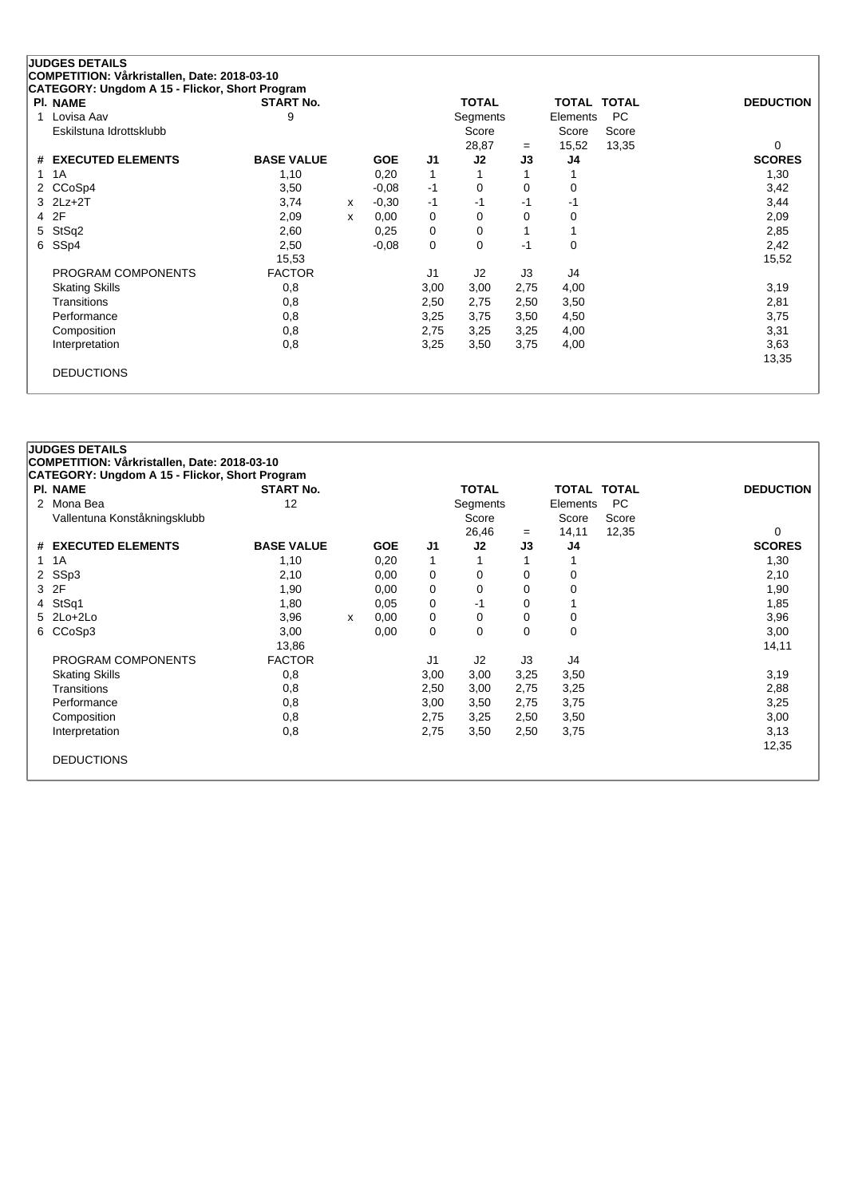**JUDGES DETAILS**
**COMPETITION: Vårkristallen, Date: 2018-03-10**
**CATEGORY: Ungdom A 15 - Flickor, Short Program**

| Pl. | NAME | START No. | TOTAL Segments Score | = | TOTAL Elements Score | TOTAL PC Score | DEDUCTION |
|---|---|---|---|---|---|---|---|
| 1 | Lovisa Aav<br>Eskilstuna Idrottsklubb | 9 | 28,87 | = | 15,52 | 13,35 | 0 |

| # | EXECUTED ELEMENTS | BASE VALUE | | GOE | J1 | J2 | J3 | J4 | SCORES |
|---|---|---|---|---|---|---|---|---|---|
| 1 | 1A | 1,10 | | 0,20 | 1 | 1 | 1 | 1 | 1,30 |
| 2 | CCoSp4 | 3,50 | | -0,08 | -1 | 0 | 0 | 0 | 3,42 |
| 3 | 2Lz+2T | 3,74 | x | -0,30 | -1 | -1 | -1 | -1 | 3,44 |
| 4 | 2F | 2,09 | x | 0,00 | 0 | 0 | 0 | 0 | 2,09 |
| 5 | StSq2 | 2,60 | | 0,25 | 0 | 0 | 1 | 1 | 2,85 |
| 6 | SSp4 | 2,50 | | -0,08 | 0 | 0 | -1 | 0 | 2,42 |
| | | 15,53 | | | | | | | 15,52 |

| PROGRAM COMPONENTS | FACTOR | J1 | J2 | J3 | J4 | |
|---|---|---|---|---|---|---|
| Skating Skills | 0,8 | 3,00 | 3,00 | 2,75 | 4,00 | 3,19 |
| Transitions | 0,8 | 2,50 | 2,75 | 2,50 | 3,50 | 2,81 |
| Performance | 0,8 | 3,25 | 3,75 | 3,50 | 4,50 | 3,75 |
| Composition | 0,8 | 2,75 | 3,25 | 3,25 | 4,00 | 3,31 |
| Interpretation | 0,8 | 3,25 | 3,50 | 3,75 | 4,00 | 3,63 |
| | | | | | | 13,35 |

DEDUCTIONS

**JUDGES DETAILS**
**COMPETITION: Vårkristallen, Date: 2018-03-10**
**CATEGORY: Ungdom A 15 - Flickor, Short Program**

| Pl. | NAME | START No. | TOTAL Segments Score | = | TOTAL Elements Score | TOTAL PC Score | DEDUCTION |
|---|---|---|---|---|---|---|---|
| 2 | Mona Bea<br>Vallentuna Konståkningsklubb | 12 | 26,46 | = | 14,11 | 12,35 | 0 |

| # | EXECUTED ELEMENTS | BASE VALUE | | GOE | J1 | J2 | J3 | J4 | SCORES |
|---|---|---|---|---|---|---|---|---|---|
| 1 | 1A | 1,10 | | 0,20 | 1 | 1 | 1 | 1 | 1,30 |
| 2 | SSp3 | 2,10 | | 0,00 | 0 | 0 | 0 | 0 | 2,10 |
| 3 | 2F | 1,90 | | 0,00 | 0 | 0 | 0 | 0 | 1,90 |
| 4 | StSq1 | 1,80 | | 0,05 | 0 | -1 | 0 | 1 | 1,85 |
| 5 | 2Lo+2Lo | 3,96 | x | 0,00 | 0 | 0 | 0 | 0 | 3,96 |
| 6 | CCoSp3 | 3,00 | | 0,00 | 0 | 0 | 0 | 0 | 3,00 |
| | | 13,86 | | | | | | | 14,11 |

| PROGRAM COMPONENTS | FACTOR | J1 | J2 | J3 | J4 | |
|---|---|---|---|---|---|---|
| Skating Skills | 0,8 | 3,00 | 3,00 | 3,25 | 3,50 | 3,19 |
| Transitions | 0,8 | 2,50 | 3,00 | 2,75 | 3,25 | 2,88 |
| Performance | 0,8 | 3,00 | 3,50 | 2,75 | 3,75 | 3,25 |
| Composition | 0,8 | 2,75 | 3,25 | 2,50 | 3,50 | 3,00 |
| Interpretation | 0,8 | 2,75 | 3,50 | 2,50 | 3,75 | 3,13 |
| | | | | | | 12,35 |

DEDUCTIONS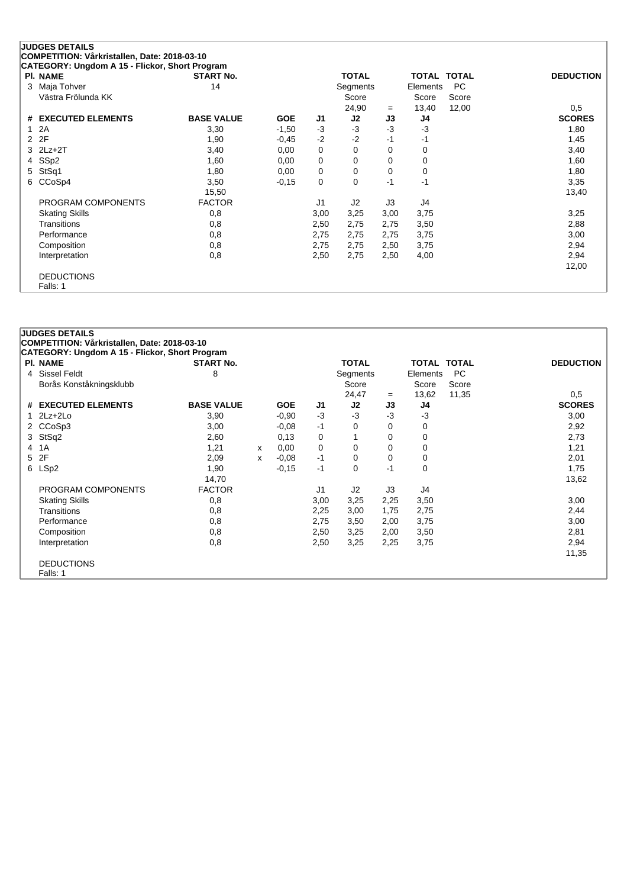**JUDGES DETAILS**
**COMPETITION: Vårkristallen, Date: 2018-03-10**
**CATEGORY: Ungdom A 15 - Flickor, Short Program**

| Pl. | NAME | START No. | TOTAL Segments Score | = | TOTAL Elements Score | TOTAL PC Score | DEDUCTION |
|---|---|---|---|---|---|---|---|
| 3 | Maja Tohver<br>Västra Frölunda KK | 14 | 24,90 | = | 13,40 | 12,00 | 0,5 |

| # | EXECUTED ELEMENTS | BASE VALUE | | GOE | J1 | J2 | J3 | J4 | SCORES |
|---|---|---|---|---|---|---|---|---|---|
| 1 | 2A | 3,30 | | -1,50 | -3 | -3 | -3 | -3 | 1,80 |
| 2 | 2F | 1,90 | | -0,45 | -2 | -2 | -1 | -1 | 1,45 |
| 3 | 2Lz+2T | 3,40 | | 0,00 | 0 | 0 | 0 | 0 | 3,40 |
| 4 | SSp2 | 1,60 | | 0,00 | 0 | 0 | 0 | 0 | 1,60 |
| 5 | StSq1 | 1,80 | | 0,00 | 0 | 0 | 0 | 0 | 1,80 |
| 6 | CCoSp4 | 3,50 | | -0,15 | 0 | 0 | -1 | -1 | 3,35 |
| | | 15,50 | | | | | | | 13,40 |
| | PROGRAM COMPONENTS | FACTOR | | | J1 | J2 | J3 | J4 | |
| | Skating Skills | 0,8 | | | 3,00 | 3,25 | 3,00 | 3,75 | 3,25 |
| | Transitions | 0,8 | | | 2,50 | 2,75 | 2,75 | 3,50 | 2,88 |
| | Performance | 0,8 | | | 2,75 | 2,75 | 2,75 | 3,75 | 3,00 |
| | Composition | 0,8 | | | 2,75 | 2,75 | 2,50 | 3,75 | 2,94 |
| | Interpretation | 0,8 | | | 2,50 | 2,75 | 2,50 | 4,00 | 2,94 |
| | | | | | | | | | 12,00 |

DEDUCTIONS
Falls: 1

**JUDGES DETAILS**
**COMPETITION: Vårkristallen, Date: 2018-03-10**
**CATEGORY: Ungdom A 15 - Flickor, Short Program**

| Pl. | NAME | START No. | TOTAL Segments Score | = | TOTAL Elements Score | TOTAL PC Score | DEDUCTION |
|---|---|---|---|---|---|---|---|
| 4 | Sissel Feldt<br>Borås Konståkningsklubb | 8 | 24,47 | = | 13,62 | 11,35 | 0,5 |

| # | EXECUTED ELEMENTS | BASE VALUE | | GOE | J1 | J2 | J3 | J4 | SCORES |
|---|---|---|---|---|---|---|---|---|---|
| 1 | 2Lz+2Lo | 3,90 | | -0,90 | -3 | -3 | -3 | -3 | 3,00 |
| 2 | CCoSp3 | 3,00 | | -0,08 | -1 | 0 | 0 | 0 | 2,92 |
| 3 | StSq2 | 2,60 | | 0,13 | 0 | 1 | 0 | 0 | 2,73 |
| 4 | 1A | 1,21 | x | 0,00 | 0 | 0 | 0 | 0 | 1,21 |
| 5 | 2F | 2,09 | x | -0,08 | -1 | 0 | 0 | 0 | 2,01 |
| 6 | LSp2 | 1,90 | | -0,15 | -1 | 0 | -1 | 0 | 1,75 |
| | | 14,70 | | | | | | | 13,62 |
| | PROGRAM COMPONENTS | FACTOR | | | J1 | J2 | J3 | J4 | |
| | Skating Skills | 0,8 | | | 3,00 | 3,25 | 2,25 | 3,50 | 3,00 |
| | Transitions | 0,8 | | | 2,25 | 3,00 | 1,75 | 2,75 | 2,44 |
| | Performance | 0,8 | | | 2,75 | 3,50 | 2,00 | 3,75 | 3,00 |
| | Composition | 0,8 | | | 2,50 | 3,25 | 2,00 | 3,50 | 2,81 |
| | Interpretation | 0,8 | | | 2,50 | 3,25 | 2,25 | 3,75 | 2,94 |
| | | | | | | | | | 11,35 |

DEDUCTIONS
Falls: 1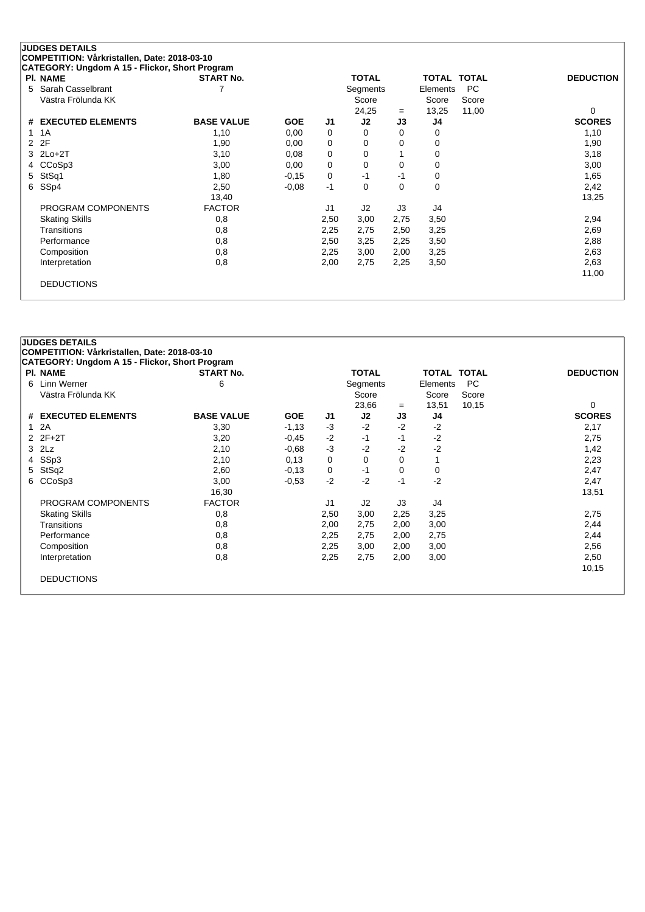**JUDGES DETAILS**
**COMPETITION: Vårkristallen, Date: 2018-03-10**
**CATEGORY: Ungdom A 15 - Flickor, Short Program**

| Pl. | NAME | START No. | TOTAL Segments Score | = | TOTAL Elements Score | TOTAL PC Score | DEDUCTION |
|---|---|---|---|---|---|---|---|
| 5 | Sarah Casselbrant<br>Västra Frölunda KK | 7 | 24,25 | = | 13,25 | 11,00 | 0 |

| # | EXECUTED ELEMENTS | BASE VALUE | GOE | J1 | J2 | J3 | J4 | SCORES |
|---|---|---|---|---|---|---|---|---|
| 1 | 1A | 1,10 | 0,00 | 0 | 0 | 0 | 0 | 1,10 |
| 2 | 2F | 1,90 | 0,00 | 0 | 0 | 0 | 0 | 1,90 |
| 3 | 2Lo+2T | 3,10 | 0,08 | 0 | 0 | 1 | 0 | 3,18 |
| 4 | CCoSp3 | 3,00 | 0,00 | 0 | 0 | 0 | 0 | 3,00 |
| 5 | StSq1 | 1,80 | -0,15 | 0 | -1 | -1 | 0 | 1,65 |
| 6 | SSp4 | 2,50 | -0,08 | -1 | 0 | 0 | 0 | 2,42 |
| | | 13,40 | | | | | | 13,25 |

| PROGRAM COMPONENTS | FACTOR | J1 | J2 | J3 | J4 | SCORES |
|---|---|---|---|---|---|---|
| Skating Skills | 0,8 | 2,50 | 3,00 | 2,75 | 3,50 | 2,94 |
| Transitions | 0,8 | 2,25 | 2,75 | 2,50 | 3,25 | 2,69 |
| Performance | 0,8 | 2,50 | 3,25 | 2,25 | 3,50 | 2,88 |
| Composition | 0,8 | 2,25 | 3,00 | 2,00 | 3,25 | 2,63 |
| Interpretation | 0,8 | 2,00 | 2,75 | 2,25 | 3,50 | 2,63 |
| | | | | | | 11,00 |

DEDUCTIONS

**JUDGES DETAILS**
**COMPETITION: Vårkristallen, Date: 2018-03-10**
**CATEGORY: Ungdom A 15 - Flickor, Short Program**

| Pl. | NAME | START No. | TOTAL Segments Score | = | TOTAL Elements Score | TOTAL PC Score | DEDUCTION |
|---|---|---|---|---|---|---|---|
| 6 | Linn Werner<br>Västra Frölunda KK | 6 | 23,66 | = | 13,51 | 10,15 | 0 |

| # | EXECUTED ELEMENTS | BASE VALUE | GOE | J1 | J2 | J3 | J4 | SCORES |
|---|---|---|---|---|---|---|---|---|
| 1 | 2A | 3,30 | -1,13 | -3 | -2 | -2 | -2 | 2,17 |
| 2 | 2F+2T | 3,20 | -0,45 | -2 | -1 | -1 | -2 | 2,75 |
| 3 | 2Lz | 2,10 | -0,68 | -3 | -2 | -2 | -2 | 1,42 |
| 4 | SSp3 | 2,10 | 0,13 | 0 | 0 | 0 | 1 | 2,23 |
| 5 | StSq2 | 2,60 | -0,13 | 0 | -1 | 0 | 0 | 2,47 |
| 6 | CCoSp3 | 3,00 | -0,53 | -2 | -2 | -1 | -2 | 2,47 |
| | | 16,30 | | | | | | 13,51 |

| PROGRAM COMPONENTS | FACTOR | J1 | J2 | J3 | J4 | SCORES |
|---|---|---|---|---|---|---|
| Skating Skills | 0,8 | 2,50 | 3,00 | 2,25 | 3,25 | 2,75 |
| Transitions | 0,8 | 2,00 | 2,75 | 2,00 | 3,00 | 2,44 |
| Performance | 0,8 | 2,25 | 2,75 | 2,00 | 2,75 | 2,44 |
| Composition | 0,8 | 2,25 | 3,00 | 2,00 | 3,00 | 2,56 |
| Interpretation | 0,8 | 2,25 | 2,75 | 2,00 | 3,00 | 2,50 |
| | | | | | | 10,15 |

DEDUCTIONS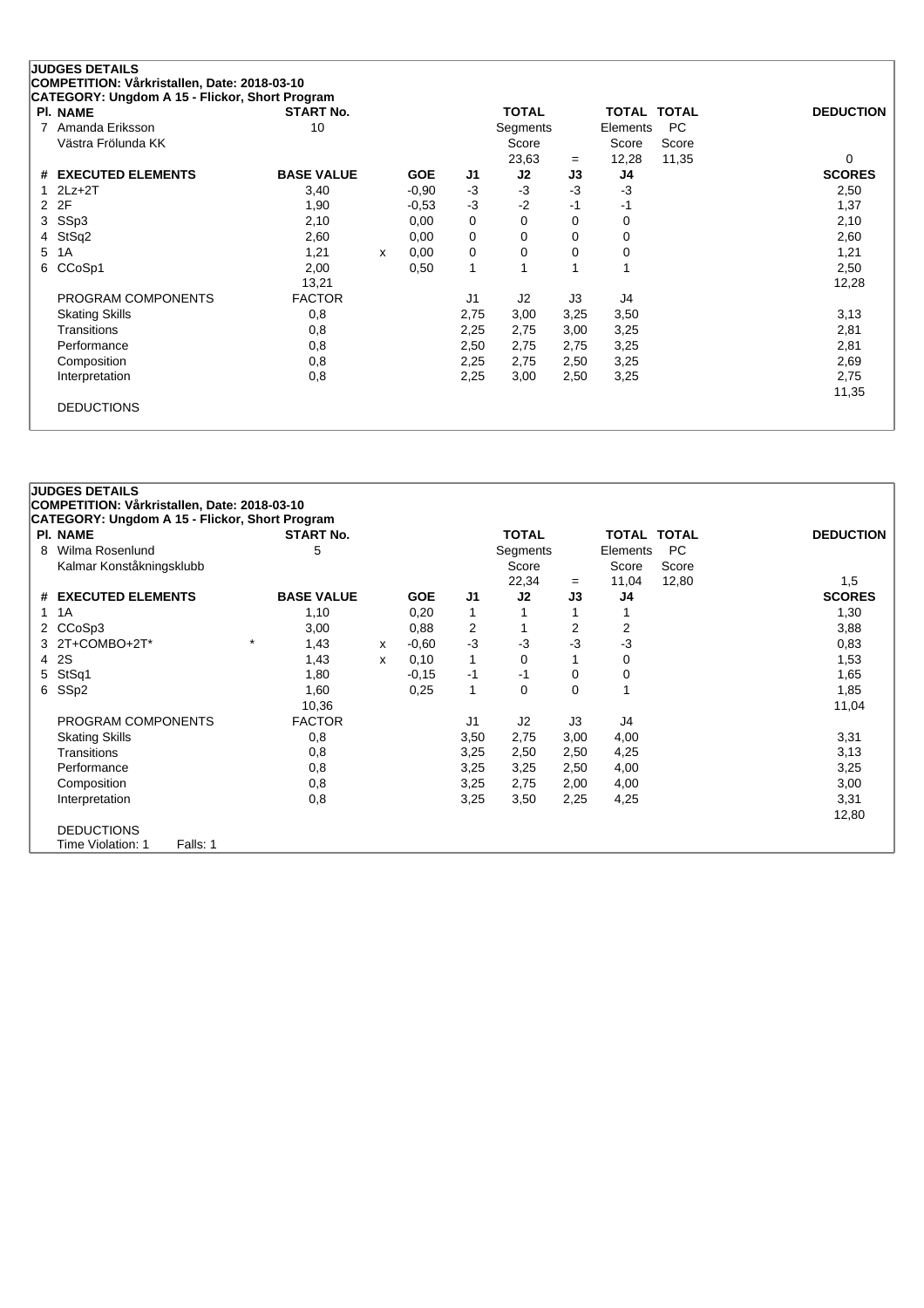**JUDGES DETAILS**
**COMPETITION: Vårkristallen, Date: 2018-03-10**
**CATEGORY: Ungdom A 15 - Flickor, Short Program**

| Pl. NAME | START No. | | | | TOTAL Segments Score | | TOTAL Elements Score | TOTAL PC Score | DEDUCTION |
|---|---|---|---|---|---|---|---|---|---|
| 7 Amanda Eriksson | 10 | | | | | | | | |
| Västra Frölunda KK | | | | | 23,63 | = | 12,28 | 11,35 | 0 |

| # | EXECUTED ELEMENTS | | BASE VALUE | | GOE | J1 | J2 | J3 | J4 | SCORES |
|---|---|---|---|---|---|---|---|---|---|---|
| 1 | 2Lz+2T | | 3,40 | | -0,90 | -3 | -3 | -3 | -3 | 2,50 |
| 2 | 2F | | 1,90 | | -0,53 | -3 | -2 | -1 | -1 | 1,37 |
| 3 | SSp3 | | 2,10 | | 0,00 | 0 | 0 | 0 | 0 | 2,10 |
| 4 | StSq2 | | 2,60 | | 0,00 | 0 | 0 | 0 | 0 | 2,60 |
| 5 | 1A | | 1,21 | x | 0,00 | 0 | 0 | 0 | 0 | 1,21 |
| 6 | CCoSp1 | | 2,00 | | 0,50 | 1 | 1 | 1 | 1 | 2,50 |
| | | | 13,21 | | | | | | | 12,28 |
| | PROGRAM COMPONENTS | | FACTOR | | | J1 | J2 | J3 | J4 | |
| | Skating Skills | | 0,8 | | | 2,75 | 3,00 | 3,25 | 3,50 | 3,13 |
| | Transitions | | 0,8 | | | 2,25 | 2,75 | 3,00 | 3,25 | 2,81 |
| | Performance | | 0,8 | | | 2,50 | 2,75 | 2,75 | 3,25 | 2,81 |
| | Composition | | 0,8 | | | 2,25 | 2,75 | 2,50 | 3,25 | 2,69 |
| | Interpretation | | 0,8 | | | 2,25 | 3,00 | 2,50 | 3,25 | 2,75 |
| | | | | | | | | | | 11,35 |
| | DEDUCTIONS | | | | | | | | | |

**JUDGES DETAILS**
**COMPETITION: Vårkristallen, Date: 2018-03-10**
**CATEGORY: Ungdom A 15 - Flickor, Short Program**

| Pl. NAME | START No. | | | | TOTAL Segments Score | | TOTAL Elements Score | TOTAL PC Score | DEDUCTION |
|---|---|---|---|---|---|---|---|---|---|
| 8 Wilma Rosenlund | 5 | | | | | | | | |
| Kalmar Konståkningsklubb | | | | | 22,34 | = | 11,04 | 12,80 | 1,5 |

| # | EXECUTED ELEMENTS | | BASE VALUE | | GOE | J1 | J2 | J3 | J4 | SCORES |
|---|---|---|---|---|---|---|---|---|---|---|
| 1 | 1A | | 1,10 | | 0,20 | 1 | 1 | 1 | 1 | 1,30 |
| 2 | CCoSp3 | | 3,00 | | 0,88 | 2 | 1 | 2 | 2 | 3,88 |
| 3 | 2T+COMBO+2T* | * | 1,43 | x | -0,60 | -3 | -3 | -3 | -3 | 0,83 |
| 4 | 2S | | 1,43 | x | 0,10 | 1 | 0 | 1 | 0 | 1,53 |
| 5 | StSq1 | | 1,80 | | -0,15 | -1 | -1 | 0 | 0 | 1,65 |
| 6 | SSp2 | | 1,60 | | 0,25 | 1 | 0 | 0 | 1 | 1,85 |
| | | | 10,36 | | | | | | | 11,04 |
| | PROGRAM COMPONENTS | | FACTOR | | | J1 | J2 | J3 | J4 | |
| | Skating Skills | | 0,8 | | | 3,50 | 2,75 | 3,00 | 4,00 | 3,31 |
| | Transitions | | 0,8 | | | 3,25 | 2,50 | 2,50 | 4,25 | 3,13 |
| | Performance | | 0,8 | | | 3,25 | 3,25 | 2,50 | 4,00 | 3,25 |
| | Composition | | 0,8 | | | 3,25 | 2,75 | 2,00 | 4,00 | 3,00 |
| | Interpretation | | 0,8 | | | 3,25 | 3,50 | 2,25 | 4,25 | 3,31 |
| | | | | | | | | | | 12,80 |
| | DEDUCTIONS | | | | | | | | | |
| | Time Violation: 1 Falls: 1 | | | | | | | | | |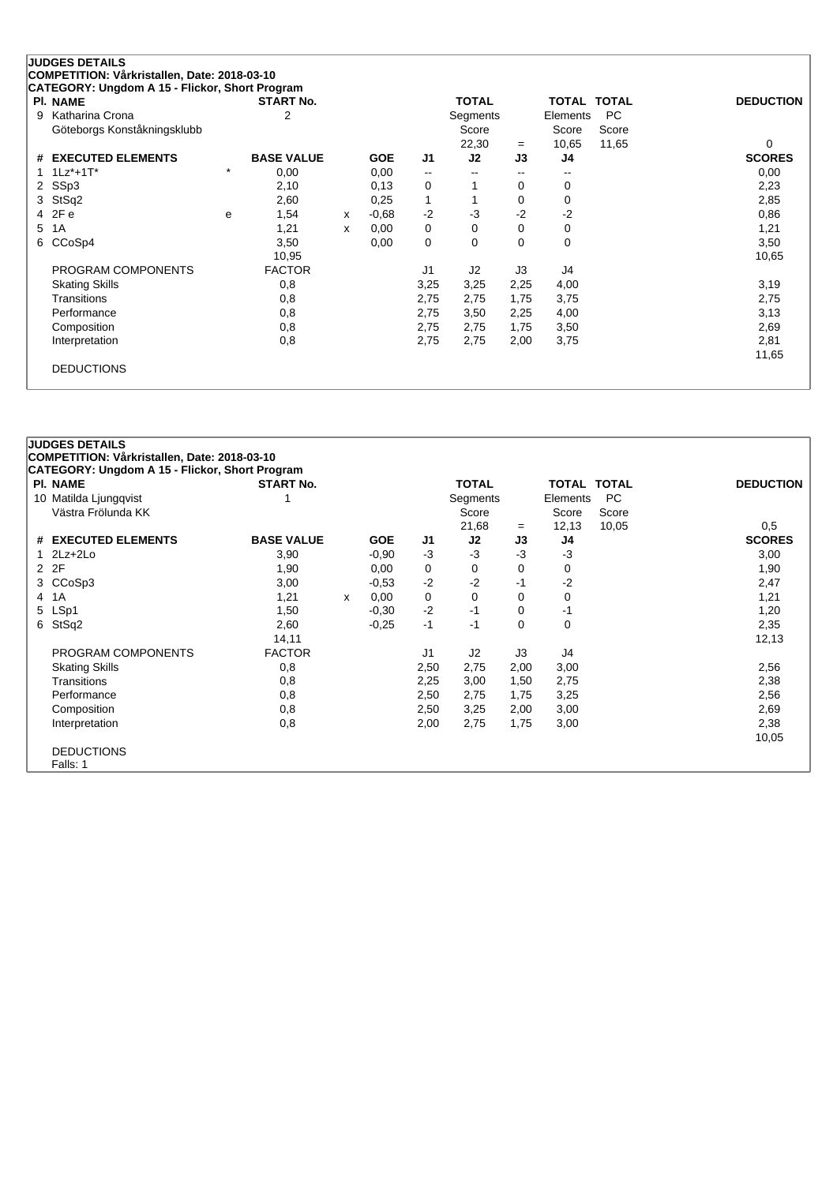## JUDGES DETAILS

**COMPETITION: Vårkristallen, Date: 2018-03-10**

**CATEGORY: Ungdom A 15 - Flickor, Short Program**

| Pl. | NAME | START No. | TOTAL Segments Score | = | TOTAL Elements Score | TOTAL PC Score | DEDUCTION |
|---|---|---|---|---|---|---|---|
| 9 | Katharina Crona<br>Göteborgs Konståkningsklubb | 2 | 22,30 | = | 10,65 | 11,65 | 0 |

| # | EXECUTED ELEMENTS | | BASE VALUE | | GOE | J1 | J2 | J3 | J4 | SCORES |
|---|---|---|---|---|---|---|---|---|---|---|
| 1 | 1Lz*+1T* | * | 0,00 | | 0,00 | -- | -- | -- | -- | 0,00 |
| 2 | SSp3 | | 2,10 | | 0,13 | 0 | 1 | 0 | 0 | 2,23 |
| 3 | StSq2 | | 2,60 | | 0,25 | 1 | 1 | 0 | 0 | 2,85 |
| 4 | 2F e | e | 1,54 | x | -0,68 | -2 | -3 | -2 | -2 | 0,86 |
| 5 | 1A | | 1,21 | x | 0,00 | 0 | 0 | 0 | 0 | 1,21 |
| 6 | CCoSp4 | | 3,50 | | 0,00 | 0 | 0 | 0 | 0 | 3,50 |
| | | | 10,95 | | | | | | | 10,65 |

| PROGRAM COMPONENTS | FACTOR | J1 | J2 | J3 | J4 | |
|---|---|---|---|---|---|---|
| Skating Skills | 0,8 | 3,25 | 3,25 | 2,25 | 4,00 | 3,19 |
| Transitions | 0,8 | 2,75 | 2,75 | 1,75 | 3,75 | 2,75 |
| Performance | 0,8 | 2,75 | 3,50 | 2,25 | 4,00 | 3,13 |
| Composition | 0,8 | 2,75 | 2,75 | 1,75 | 3,50 | 2,69 |
| Interpretation | 0,8 | 2,75 | 2,75 | 2,00 | 3,75 | 2,81 |
| | | | | | | 11,65 |

DEDUCTIONS

## JUDGES DETAILS

**COMPETITION: Vårkristallen, Date: 2018-03-10**

**CATEGORY: Ungdom A 15 - Flickor, Short Program**

| Pl. | NAME | START No. | TOTAL Segments Score | = | TOTAL Elements Score | TOTAL PC Score | DEDUCTION |
|---|---|---|---|---|---|---|---|
| 10 | Matilda Ljungqvist<br>Västra Frölunda KK | 1 | 21,68 | = | 12,13 | 10,05 | 0,5 |

| # | EXECUTED ELEMENTS | | BASE VALUE | | GOE | J1 | J2 | J3 | J4 | SCORES |
|---|---|---|---|---|---|---|---|---|---|---|
| 1 | 2Lz+2Lo | | 3,90 | | -0,90 | -3 | -3 | -3 | -3 | 3,00 |
| 2 | 2F | | 1,90 | | 0,00 | 0 | 0 | 0 | 0 | 1,90 |
| 3 | CCoSp3 | | 3,00 | | -0,53 | -2 | -2 | -1 | -2 | 2,47 |
| 4 | 1A | | 1,21 | x | 0,00 | 0 | 0 | 0 | 0 | 1,21 |
| 5 | LSp1 | | 1,50 | | -0,30 | -2 | -1 | 0 | -1 | 1,20 |
| 6 | StSq2 | | 2,60 | | -0,25 | -1 | -1 | 0 | 0 | 2,35 |
| | | | 14,11 | | | | | | | 12,13 |

| PROGRAM COMPONENTS | FACTOR | J1 | J2 | J3 | J4 | |
|---|---|---|---|---|---|---|
| Skating Skills | 0,8 | 2,50 | 2,75 | 2,00 | 3,00 | 2,56 |
| Transitions | 0,8 | 2,25 | 3,00 | 1,50 | 2,75 | 2,38 |
| Performance | 0,8 | 2,50 | 2,75 | 1,75 | 3,25 | 2,56 |
| Composition | 0,8 | 2,50 | 3,25 | 2,00 | 3,00 | 2,69 |
| Interpretation | 0,8 | 2,00 | 2,75 | 1,75 | 3,00 | 2,38 |
| | | | | | | 10,05 |

DEDUCTIONS
Falls: 1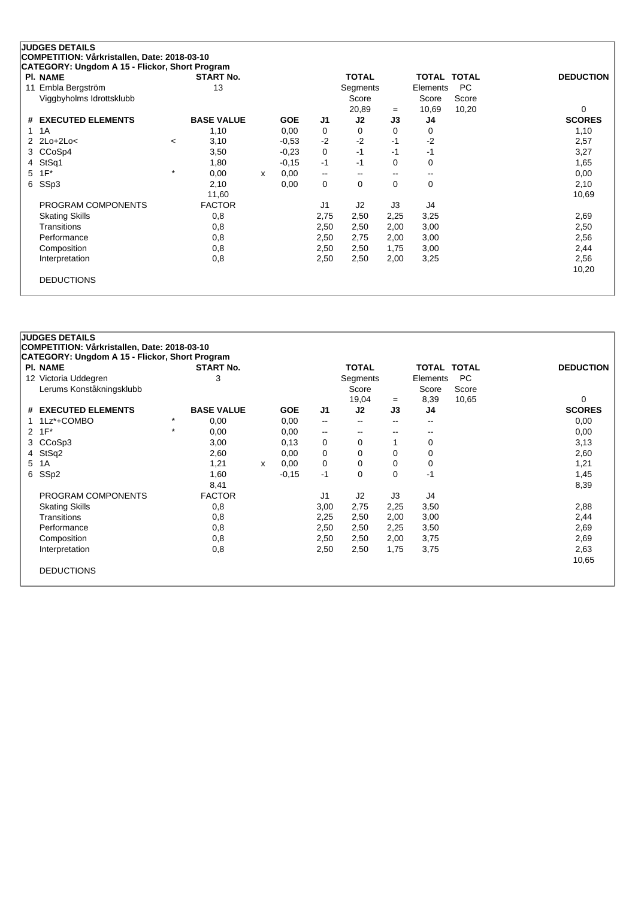**JUDGES DETAILS**

**COMPETITION: Vårkristallen, Date: 2018-03-10**

**CATEGORY: Ungdom A 15 - Flickor, Short Program**

| Pl. NAME | START No. | TOTAL Segments Score | = | TOTAL Elements Score | TOTAL PC Score | DEDUCTION |
|---|---|---|---|---|---|---|
| 11 Embla Bergström<br>Viggbyholms Idrottsklubb | 13 | 20,89 | = | 10,69 | 10,20 | 0 |

| # | EXECUTED ELEMENTS | | BASE VALUE | | GOE | J1 | J2 | J3 | J4 | SCORES |
|---|---|---|---|---|---|---|---|---|---|---|
| 1 | 1A | | 1,10 | | 0,00 | 0 | 0 | 0 | 0 | 1,10 |
| 2 | 2Lo+2Lo< | < | 3,10 | | -0,53 | -2 | -2 | -1 | -2 | 2,57 |
| 3 | CCoSp4 | | 3,50 | | -0,23 | 0 | -1 | -1 | -1 | 3,27 |
| 4 | StSq1 | | 1,80 | | -0,15 | -1 | -1 | 0 | 0 | 1,65 |
| 5 | 1F* | * | 0,00 | x | 0,00 | -- | -- | -- | -- | 0,00 |
| 6 | SSp3 | | 2,10 | | 0,00 | 0 | 0 | 0 | 0 | 2,10 |
| | | | 11,60 | | | | | | | 10,69 |

| PROGRAM COMPONENTS | FACTOR | J1 | J2 | J3 | J4 | |
|---|---|---|---|---|---|---|
| Skating Skills | 0,8 | 2,75 | 2,50 | 2,25 | 3,25 | 2,69 |
| Transitions | 0,8 | 2,50 | 2,50 | 2,00 | 3,00 | 2,50 |
| Performance | 0,8 | 2,50 | 2,75 | 2,00 | 3,00 | 2,56 |
| Composition | 0,8 | 2,50 | 2,50 | 1,75 | 3,00 | 2,44 |
| Interpretation | 0,8 | 2,50 | 2,50 | 2,00 | 3,25 | 2,56 |
| | | | | | | 10,20 |

DEDUCTIONS

**JUDGES DETAILS**

**COMPETITION: Vårkristallen, Date: 2018-03-10**

**CATEGORY: Ungdom A 15 - Flickor, Short Program**

| Pl. NAME | START No. | TOTAL Segments Score | = | TOTAL Elements Score | TOTAL PC Score | DEDUCTION |
|---|---|---|---|---|---|---|
| 12 Victoria Uddegren<br>Lerums Konståkningsklubb | 3 | 19,04 | = | 8,39 | 10,65 | 0 |

| # | EXECUTED ELEMENTS | | BASE VALUE | | GOE | J1 | J2 | J3 | J4 | SCORES |
|---|---|---|---|---|---|---|---|---|---|---|
| 1 | 1Lz*+COMBO | * | 0,00 | | 0,00 | -- | -- | -- | -- | 0,00 |
| 2 | 1F* | * | 0,00 | | 0,00 | -- | -- | -- | -- | 0,00 |
| 3 | CCoSp3 | | 3,00 | | 0,13 | 0 | 0 | 1 | 0 | 3,13 |
| 4 | StSq2 | | 2,60 | | 0,00 | 0 | 0 | 0 | 0 | 2,60 |
| 5 | 1A | | 1,21 | x | 0,00 | 0 | 0 | 0 | 0 | 1,21 |
| 6 | SSp2 | | 1,60 | | -0,15 | -1 | 0 | 0 | -1 | 1,45 |
| | | | 8,41 | | | | | | | 8,39 |

| PROGRAM COMPONENTS | FACTOR | J1 | J2 | J3 | J4 | |
|---|---|---|---|---|---|---|
| Skating Skills | 0,8 | 3,00 | 2,75 | 2,25 | 3,50 | 2,88 |
| Transitions | 0,8 | 2,25 | 2,50 | 2,00 | 3,00 | 2,44 |
| Performance | 0,8 | 2,50 | 2,50 | 2,25 | 3,50 | 2,69 |
| Composition | 0,8 | 2,50 | 2,50 | 2,00 | 3,75 | 2,69 |
| Interpretation | 0,8 | 2,50 | 2,50 | 1,75 | 3,75 | 2,63 |
| | | | | | | 10,65 |

DEDUCTIONS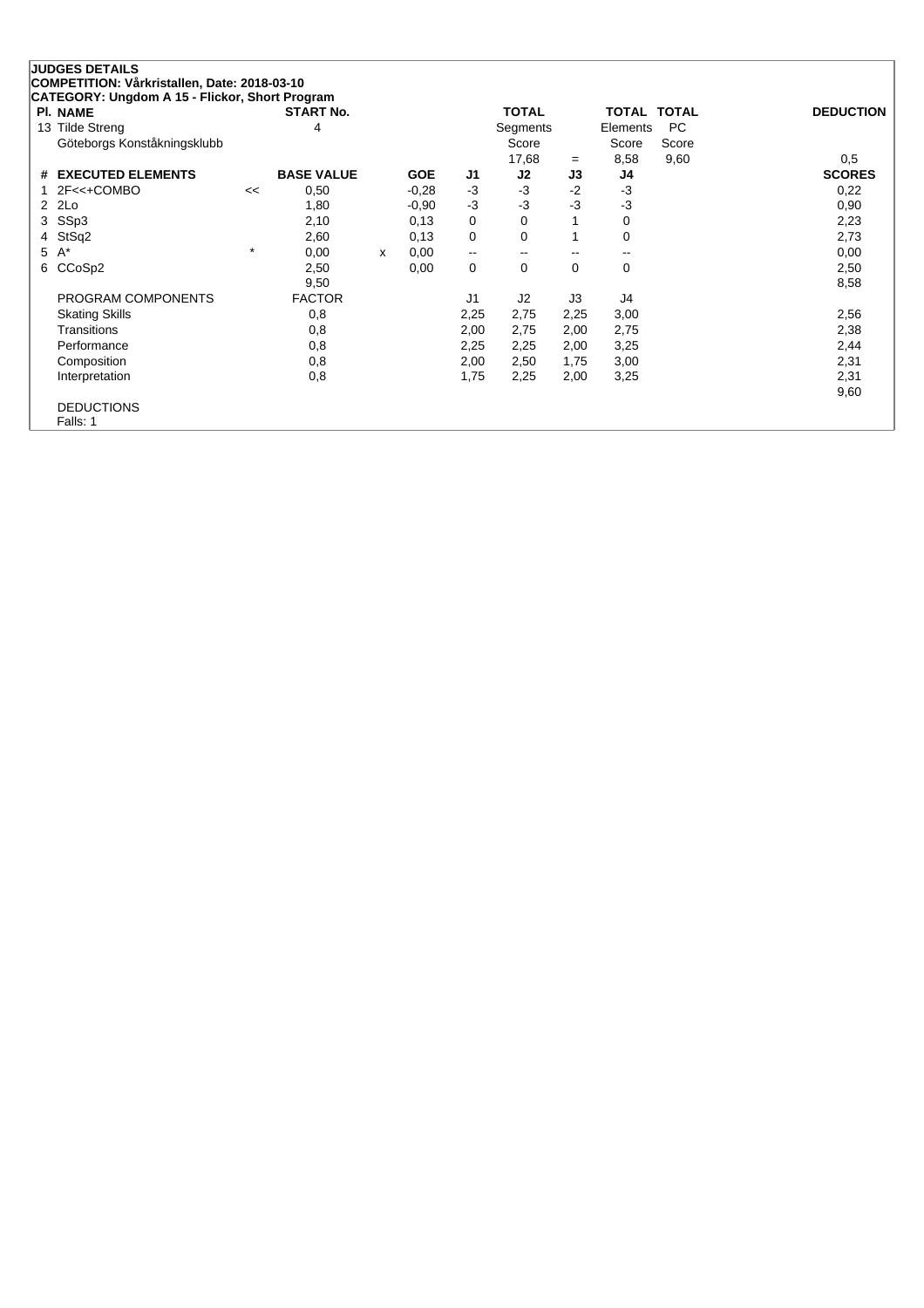**JUDGES DETAILS**
**COMPETITION: Vårkristallen, Date: 2018-03-10**
**CATEGORY: Ungdom A 15 - Flickor, Short Program**

| Pl. NAME | START No. | TOTAL Segments Score | | TOTAL Elements Score | TOTAL PC Score | DEDUCTION |
|---|---|---|---|---|---|---|
| 13 Tilde Streng | 4 | | | | | |
| Göteborgs Konståkningsklubb | | 17,68 | = | 8,58 | 9,60 | 0,5 |

| # | EXECUTED ELEMENTS | | BASE VALUE | | GOE | J1 | J2 | J3 | J4 | SCORES |
|---|---|---|---|---|---|---|---|---|---|---|
| 1 | 2F<<+COMBO | << | 0,50 | | -0,28 | -3 | -3 | -2 | -3 | 0,22 |
| 2 | 2Lo | | 1,80 | | -0,90 | -3 | -3 | -3 | -3 | 0,90 |
| 3 | SSp3 | | 2,10 | | 0,13 | 0 | 0 | 1 | 0 | 2,23 |
| 4 | StSq2 | | 2,60 | | 0,13 | 0 | 0 | 1 | 0 | 2,73 |
| 5 | A* | * | 0,00 | x | 0,00 | -- | -- | -- | -- | 0,00 |
| 6 | CCoSp2 | | 2,50 | | 0,00 | 0 | 0 | 0 | 0 | 2,50 |
| | | | 9,50 | | | | | | | 8,58 |

| PROGRAM COMPONENTS | FACTOR | J1 | J2 | J3 | J4 | |
|---|---|---|---|---|---|---|
| Skating Skills | 0,8 | 2,25 | 2,75 | 2,25 | 3,00 | 2,56 |
| Transitions | 0,8 | 2,00 | 2,75 | 2,00 | 2,75 | 2,38 |
| Performance | 0,8 | 2,25 | 2,25 | 2,00 | 3,25 | 2,44 |
| Composition | 0,8 | 2,00 | 2,50 | 1,75 | 3,00 | 2,31 |
| Interpretation | 0,8 | 1,75 | 2,25 | 2,00 | 3,25 | 2,31 |
| | | | | | | 9,60 |

DEDUCTIONS
Falls: 1